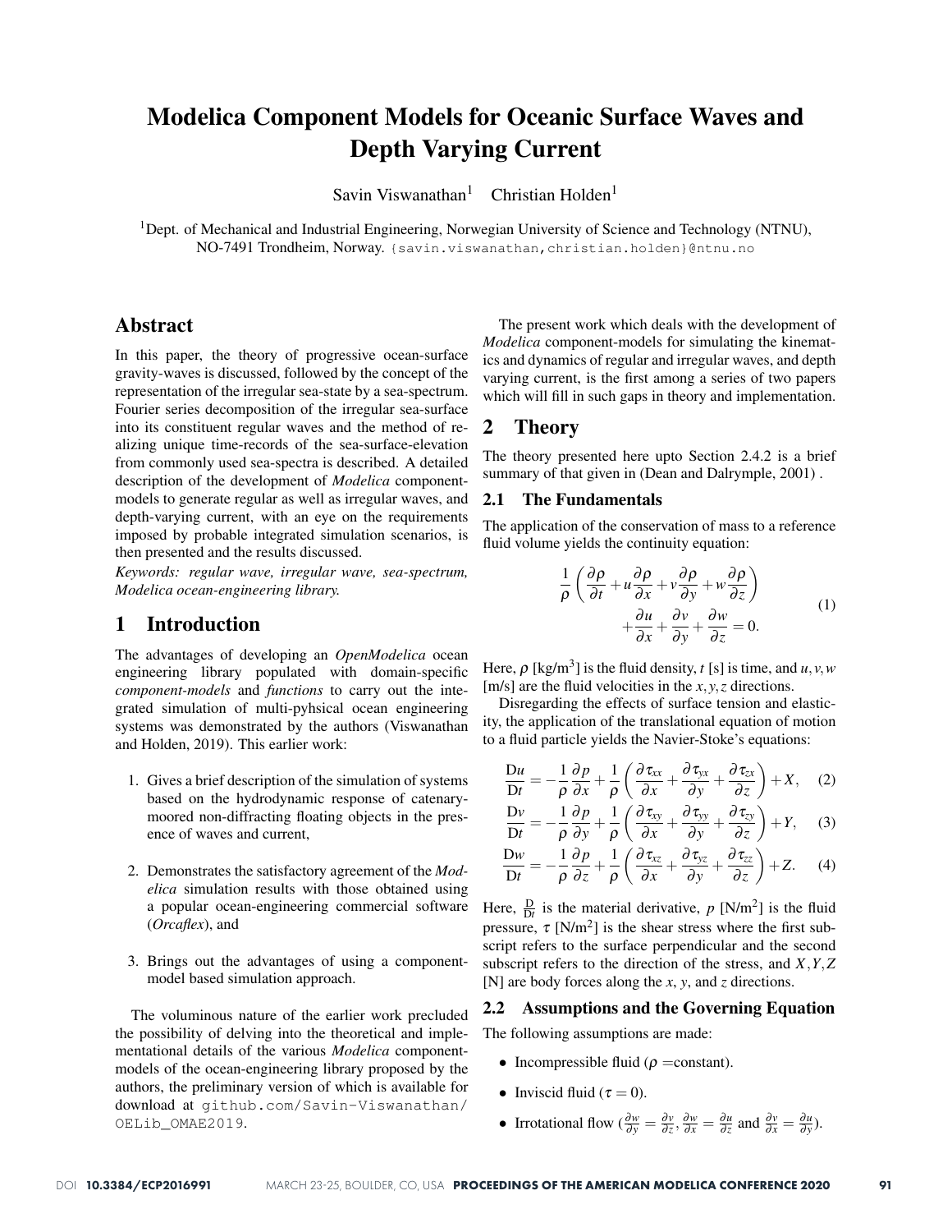# Modelica Component Models for Oceanic Surface Waves and Depth Varying Current

Savin Viswanathan[1] Christian Holden[1]

[1]Dept. of Mechanical and Industrial Engineering, Norwegian University of Science and Technology (NTNU), NO-7491 Trondheim, Norway. {savin.viswanathan,christian.holden}@ntnu.no

## Abstract

In this paper, the theory of progressive ocean-surface gravity-waves is discussed, followed by the concept of the representation of the irregular sea-state by a sea-spectrum. Fourier series decomposition of the irregular sea-surface into its constituent regular waves and the method of realizing unique time-records of the sea-surface-elevation from commonly used sea-spectra is described. A detailed description of the development of *Modelica* component-models to generate regular as well as irregular waves, and depth-varying current, with an eye on the requirements imposed by probable integrated simulation scenarios, is then presented and the results discussed.

*Keywords: regular wave, irregular wave, sea-spectrum, Modelica ocean-engineering library.*

## 1 Introduction

The advantages of developing an *OpenModelica* ocean engineering library populated with domain-specific *component-models* and *functions* to carry out the integrated simulation of multi-pyhsical ocean engineering systems was demonstrated by the authors (Viswanathan and Holden, 2019). This earlier work:

1. Gives a brief description of the simulation of systems based on the hydrodynamic response of catenary-moored non-diffracting floating objects in the presence of waves and current,
2. Demonstrates the satisfactory agreement of the *Modelica* simulation results with those obtained using a popular ocean-engineering commercial software (*Orcaflex*), and
3. Brings out the advantages of using a component-model based simulation approach.

The voluminous nature of the earlier work precluded the possibility of delving into the theoretical and implementational details of the various *Modelica* component-models of the ocean-engineering library proposed by the authors, the preliminary version of which is available for download at github.com/Savin-Viswanathan/OELib_OMAE2019.

The present work which deals with the development of *Modelica* component-models for simulating the kinematics and dynamics of regular and irregular waves, and depth varying current, is the first among a series of two papers which will fill in such gaps in theory and implementation.

## 2 Theory

The theory presented here upto Section 2.4.2 is a brief summary of that given in (Dean and Dalrymple, 2001) .

### 2.1 The Fundamentals

The application of the conservation of mass to a reference fluid volume yields the continuity equation:

$$\frac{1}{\rho}\left(\frac{\partial \rho}{\partial t}+u\frac{\partial \rho}{\partial x}+v\frac{\partial \rho}{\partial y}+w\frac{\partial \rho}{\partial z}\right) + \frac{\partial u}{\partial x}+\frac{\partial v}{\partial y}+\frac{\partial w}{\partial z}=0. \tag{1}$$

Here, $\rho$ [kg/m$^3$] is the fluid density, $t$ [s] is time, and $u, v, w$ [m/s] are the fluid velocities in the $x, y, z$ directions.

Disregarding the effects of surface tension and elasticity, the application of the translational equation of motion to a fluid particle yields the Navier-Stoke's equations:

$$\frac{\mathrm{D}u}{\mathrm{D}t}=-\frac{1}{\rho}\frac{\partial p}{\partial x}+\frac{1}{\rho}\left(\frac{\partial \tau_{xx}}{\partial x}+\frac{\partial \tau_{yx}}{\partial y}+\frac{\partial \tau_{zx}}{\partial z}\right)+X, \tag{2}$$

$$\frac{\mathrm{D}v}{\mathrm{D}t}=-\frac{1}{\rho}\frac{\partial p}{\partial y}+\frac{1}{\rho}\left(\frac{\partial \tau_{xy}}{\partial x}+\frac{\partial \tau_{yy}}{\partial y}+\frac{\partial \tau_{zy}}{\partial z}\right)+Y, \tag{3}$$

$$\frac{\mathrm{D}w}{\mathrm{D}t}=-\frac{1}{\rho}\frac{\partial p}{\partial z}+\frac{1}{\rho}\left(\frac{\partial \tau_{xz}}{\partial x}+\frac{\partial \tau_{yz}}{\partial y}+\frac{\partial \tau_{zz}}{\partial z}\right)+Z. \tag{4}$$

Here, $\frac{\mathrm{D}}{\mathrm{D}t}$ is the material derivative, $p$ [N/m$^2$] is the fluid pressure, $\tau$ [N/m$^2$] is the shear stress where the first subscript refers to the surface perpendicular and the second subscript refers to the direction of the stress, and $X, Y, Z$ [N] are body forces along the $x$, $y$, and $z$ directions.

### 2.2 Assumptions and the Governing Equation

The following assumptions are made:

- Incompressible fluid ($\rho$ =constant).
- Inviscid fluid ($\tau = 0$).
- Irrotational flow ($\frac{\partial w}{\partial y}=\frac{\partial v}{\partial z}$, $\frac{\partial w}{\partial x}=\frac{\partial u}{\partial z}$ and $\frac{\partial v}{\partial x}=\frac{\partial u}{\partial y}$).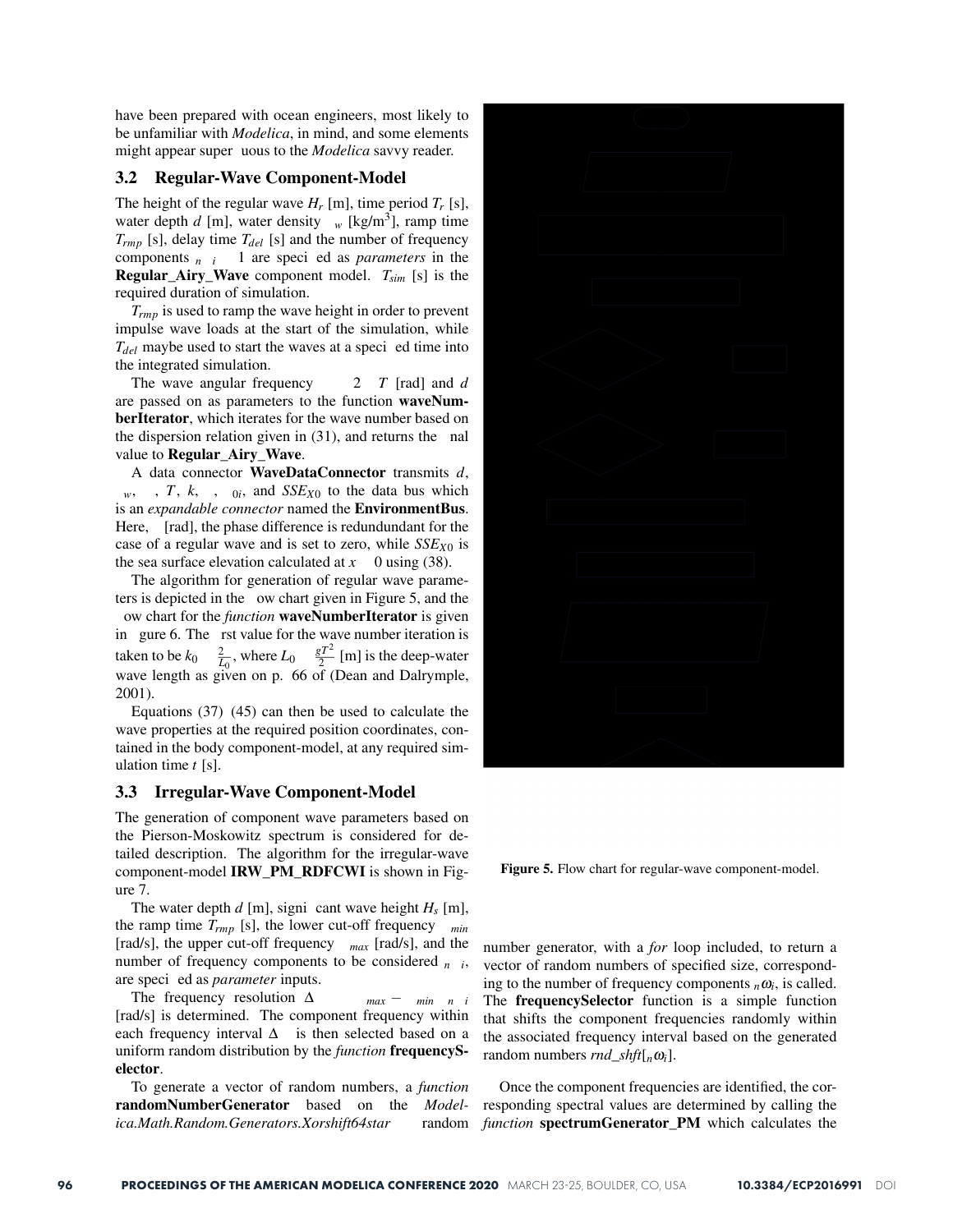have been prepared with ocean engineers, most likely to be unfamiliar with *Modelica*, in mind, and some elements might appear superfluous to the *Modelica* savvy reader.

## 3.2 Regular-Wave Component-Model

The height of the regular wave $H_r$ [m], time period $T_r$ [s], water depth $d$ [m], water density $\rho_w$ [kg/m$^3$], ramp time $T_{rmp}$ [s], delay time $T_{del}$ [s] and the number of frequency components $n_{\omega i} = 1$ are specified as *parameters* in the **Regular_Airy_Wave** component model. $T_{sim}$ [s] is the required duration of simulation.

$T_{rmp}$ is used to ramp the wave height in order to prevent impulse wave loads at the start of the simulation, while $T_{del}$ maybe used to start the waves at a specified time into the integrated simulation.

The wave angular frequency $\omega = 2\pi/T$ [rad] and $d$ are passed on as parameters to the function **waveNumberIterator**, which iterates for the wave number based on the dispersion relation given in (31), and returns the final value to **Regular_Airy_Wave**.

A data connector **WaveDataConnector** transmits $d$, $\rho_w$, $\omega$, $T$, $k$, $\varepsilon$, $\zeta_{0i}$, and $SSE_{X0}$ to the data bus which is an *expandable connector* named the **EnvironmentBus**. Here, $\varepsilon$ [rad], the phase difference is redundundant for the case of a regular wave and is set to zero, while $SSE_{X0}$ is the sea surface elevation calculated at $x = 0$ using (38).

The algorithm for generation of regular wave parameters is depicted in the flow chart given in Figure 5, and the flow chart for the *function* **waveNumberIterator** is given in figure 6. The first value for the wave number iteration is taken to be $k_0 = \frac{2\pi}{L_0}$, where $L_0 = \frac{gT^2}{2\pi}$ [m] is the deep-water wave length as given on p. 66 of (Dean and Dalrymple, 2001).

Equations (37)–(45) can then be used to calculate the wave properties at the required position coordinates, contained in the body component-model, at any required simulation time $t$ [s].

**Figure 5.** Flow chart for regular-wave component-model.

## 3.3 Irregular-Wave Component-Model

The generation of component wave parameters based on the Pierson-Moskowitz spectrum is considered for detailed description. The algorithm for the irregular-wave component-model **IRW_PM_RDFCWI** is shown in Figure 7.

The water depth $d$ [m], significant wave height $H_s$ [m], the ramp time $T_{rmp}$ [s], the lower cut-off frequency $\omega_{min}$ [rad/s], the upper cut-off frequency $\omega_{max}$ [rad/s], and the number of frequency components to be considered $n_{\omega i}$, are specified as *parameter* inputs.

The frequency resolution $\Delta\omega = (\omega_{max} - \omega_{min})/n_{\omega i}$ [rad/s] is determined. The component frequency within each frequency interval $\Delta\omega$ is then selected based on a uniform random distribution by the *function* **frequencySelector**.

To generate a vector of random numbers, a *function* **randomNumberGenerator** based on the *Modelica.Math.Random.Generators.Xorshift64star* random number generator, with a *for* loop included, to return a vector of random numbers of specified size, corresponding to the number of frequency components $_n\omega_i$, is called. The **frequencySelector** function is a simple function that shifts the component frequencies randomly within the associated frequency interval based on the generated random numbers $rnd\_shft[_n\omega_i]$.

Once the component frequencies are identified, the corresponding spectral values are determined by calling the *function* **spectrumGenerator_PM** which calculates the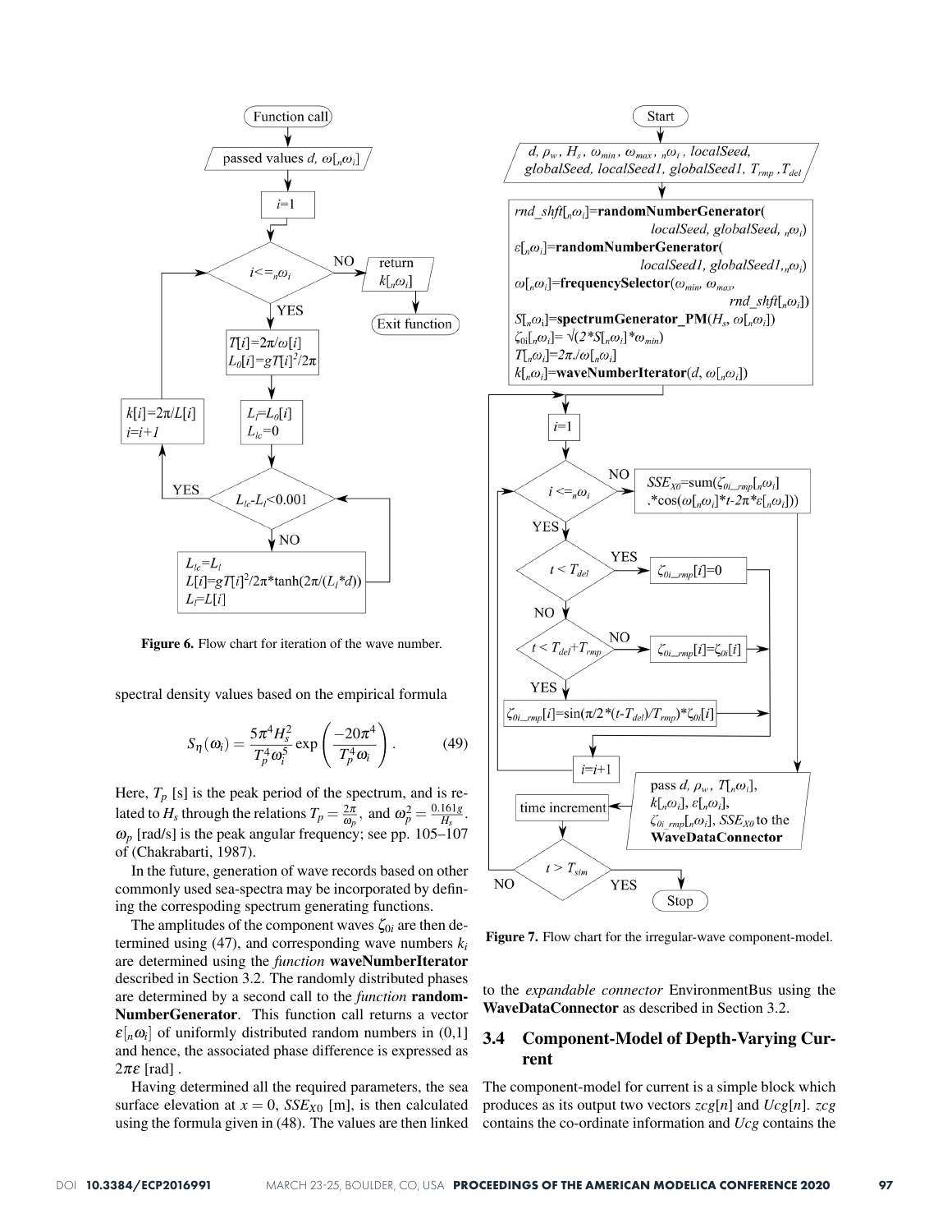Figure 6. Flow chart for iteration of the wave number.

spectral density values based on the empirical formula

$$S_\eta(\omega_i) = \frac{5\pi^4 H_s^2}{T_p^4 \omega_i^5} \exp\left(\frac{-20\pi^4}{T_p^4 \omega_i}\right). \qquad (49)$$

Here, $T_p$ [s] is the peak period of the spectrum, and is related to $H_s$ through the relations $T_p = \frac{2\pi}{\omega_p}$, and $\omega_p^2 = \frac{0.161g}{H_s}$. $\omega_p$ [rad/s] is the peak angular frequency; see pp. 105–107 of (Chakrabarti, 1987).

In the future, generation of wave records based on other commonly used sea-spectra may be incorporated by defining the correspoding spectrum generating functions.

The amplitudes of the component waves $\zeta_{0i}$ are then determined using (47), and corresponding wave numbers $k_i$ are determined using the *function* **waveNumberIterator** described in Section 3.2. The randomly distributed phases are determined by a second call to the *function* **randomNumberGenerator**. This function call returns a vector $\varepsilon[{}_n\omega_i]$ of uniformly distributed random numbers in (0,1] and hence, the associated phase difference is expressed as $2\pi\varepsilon$ [rad] .

Having determined all the required parameters, the sea surface elevation at $x = 0$, $SSE_{X0}$ [m], is then calculated using the formula given in (48). The values are then linked to the *expandable connector* EnvironmentBus using the **WaveDataConnector** as described in Section 3.2.

Figure 7. Flow chart for the irregular-wave component-model.

## 3.4 Component-Model of Depth-Varying Current

The component-model for current is a simple block which produces as its output two vectors $zcg[n]$ and $Ucg[n]$. $zcg$ contains the co-ordinate information and $Ucg$ contains the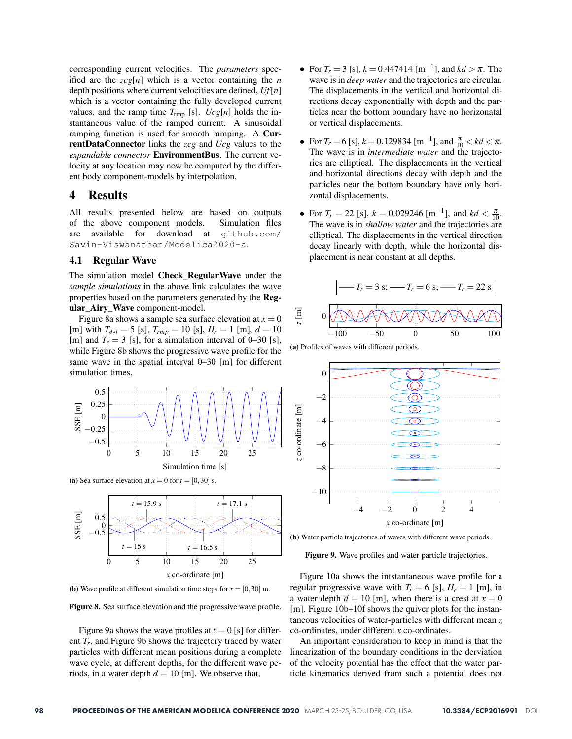corresponding current velocities. The *parameters* specified are the $zcg[n]$ which is a vector containing the $n$ depth positions where current velocities are defined, $Uf[n]$ which is a vector containing the fully developed current values, and the ramp time $T_{\text{rmp}}$ [s]. $Ucg[n]$ holds the instantaneous value of the ramped current. A sinusoidal ramping function is used for smooth ramping. A **CurrentDataConnector** links the $zcg$ and $Ucg$ values to the *expandable connector* **EnvironmentBus**. The current velocity at any location may now be computed by the different body component-models by interpolation.

# 4 Results

All results presented below are based on outputs of the above component models. Simulation files are available for download at `github.com/Savin-Viswanathan/Modelica2020-a`.

## 4.1 Regular Wave

The simulation model **Check_RegularWave** under the *sample simulations* in the above link calculates the wave properties based on the parameters generated by the **Regular_Airy_Wave** component-model.

Figure 8a shows a sample sea surface elevation at $x = 0$ [m] with $T_{del} = 5$ [s], $T_{rmp} = 10$ [s], $H_r = 1$ [m], $d = 10$ [m] and $T_r = 3$ [s], for a simulation interval of 0–30 [s], while Figure 8b shows the progressive wave profile for the same wave in the spatial interval 0–30 [m] for different simulation times.

**(a)** Sea surface elevation at $x = 0$ for $t = [0, 30]$ s.

**(b)** Wave profile at different simulation time steps for $x = [0, 30]$ m.

**Figure 8.** Sea surface elevation and the progressive wave profile.

Figure 9a shows the wave profiles at $t = 0$ [s] for different $T_r$, and Figure 9b shows the trajectory traced by water particles with different mean positions during a complete wave cycle, at different depths, for the different wave periods, in a water depth $d = 10$ [m]. We observe that,

- For $T_r = 3$ [s], $k = 0.447414$ [m$^{-1}$], and $kd > \pi$. The wave is in *deep water* and the trajectories are circular. The displacements in the vertical and horizontal directions decay exponentially with depth and the particles near the bottom boundary have no horizonatal or vertical displacements.
- For $T_r = 6$ [s], $k = 0.129834$ [m$^{-1}$], and $\frac{\pi}{10} < kd < \pi$. The wave is in *intermediate water* and the trajectories are elliptical. The displacements in the vertical and horizontal directions decay with depth and the particles near the bottom boundary have only horizontal displacements.
- For $T_r = 22$ [s], $k = 0.029246$ [m$^{-1}$], and $kd < \frac{\pi}{10}$. The wave is in *shallow water* and the trajectories are elliptical. The displacements in the vertical direction decay linearly with depth, while the horizontal displacement is near constant at all depths.

**(a)** Profiles of waves with different periods.

**(b)** Water particle trajectories of waves with different wave periods.

**Figure 9.** Wave profiles and water particle trajectories.

Figure 10a shows the intstantaneous wave profile for a regular progressive wave with $T_r = 6$ [s], $H_r = 1$ [m], in a water depth $d = 10$ [m], when there is a crest at $x = 0$ [m]. Figure 10b–10f shows the quiver plots for the instantaneous velocities of water-particles with different mean $z$ co-ordinates, under different $x$ co-ordinates.

An important consideration to keep in mind is that the linearization of the boundary conditions in the derivation of the velocity potential has the effect that the water particle kinematics derived from such a potential does not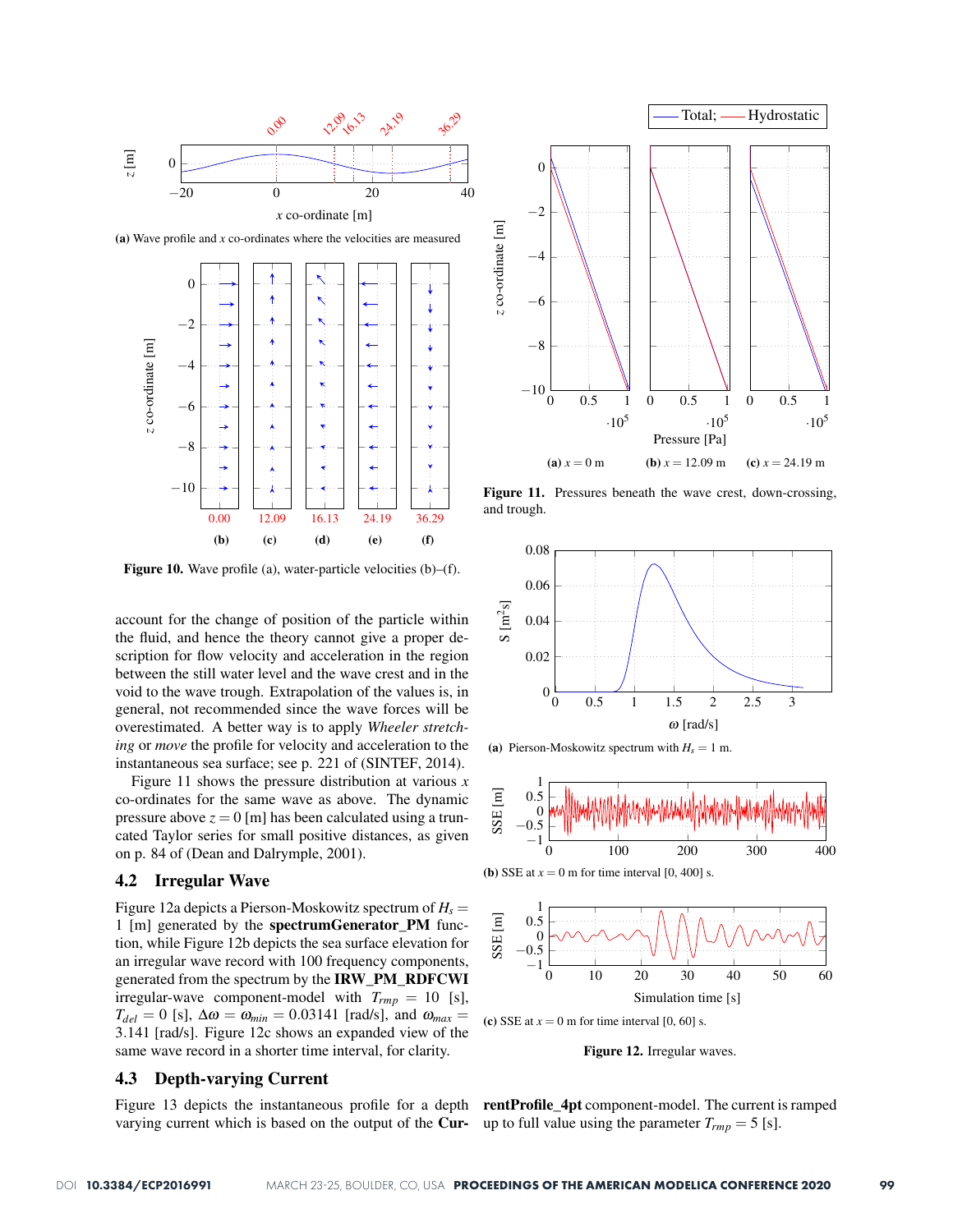(a) Wave profile and $x$ co-ordinates where the velocities are measured

**Figure 10.** Wave profile (a), water-particle velocities (b)–(f).

**(a)** $x = 0$ m **(b)** $x = 12.09$ m **(c)** $x = 24.19$ m

**Figure 11.** Pressures beneath the wave crest, down-crossing, and trough.

account for the change of position of the particle within the fluid, and hence the theory cannot give a proper description for flow velocity and acceleration in the region between the still water level and the wave crest and in the void to the wave trough. Extrapolation of the values is, in general, not recommended since the wave forces will be overestimated. A better way is to apply *Wheeler stretching* or *move* the profile for velocity and acceleration to the instantaneous sea surface; see p. 221 of (SINTEF, 2014).

Figure 11 shows the pressure distribution at various $x$ co-ordinates for the same wave as above. The dynamic pressure above $z = 0$ [m] has been calculated using a truncated Taylor series for small positive distances, as given on p. 84 of (Dean and Dalrymple, 2001).

## 4.2 Irregular Wave

Figure 12a depicts a Pierson-Moskowitz spectrum of $H_s = 1$ [m] generated by the **spectrumGenerator_PM** function, while Figure 12b depicts the sea surface elevation for an irregular wave record with 100 frequency components, generated from the spectrum by the **IRW_PM_RDFCWI** irregular-wave component-model with $T_{rmp} = 10$ [s], $T_{del} = 0$ [s], $\Delta\omega = \omega_{min} = 0.03141$ [rad/s], and $\omega_{max} = 3.141$ [rad/s]. Figure 12c shows an expanded view of the same wave record in a shorter time interval, for clarity.

(a) Pierson-Moskowitz spectrum with $H_s = 1$ m.

**(b)** SSE at $x = 0$ m for time interval [0, 400] s.

**(c)** SSE at $x = 0$ m for time interval [0, 60] s.

**Figure 12.** Irregular waves.

## 4.3 Depth-varying Current

Figure 13 depicts the instantaneous profile for a depth varying current which is based on the output of the **CurrentProfile_4pt** component-model. The current is ramped up to full value using the parameter $T_{rmp} = 5$ [s].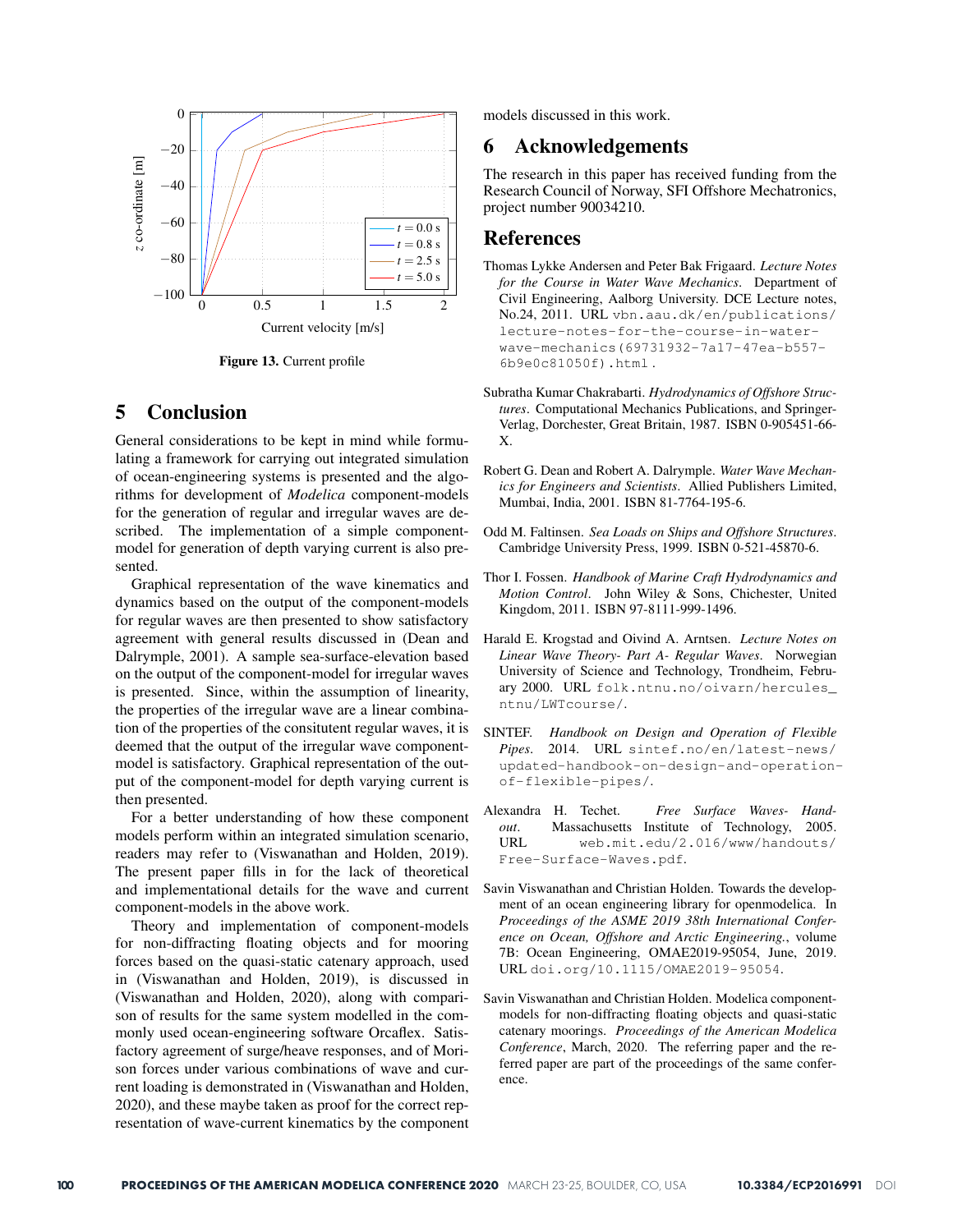0
−20
−40
−60
−80
−100
0
0.5
1
1.5
2
$z$ co-ordinate [m]
Current velocity [m/s]
$t = 0.0$ s
$t = 0.8$ s
$t = 2.5$ s
$t = 5.0$ s

**Figure 13.** Current profile

## 5 Conclusion

General considerations to be kept in mind while formulating a framework for carrying out integrated simulation of ocean-engineering systems is presented and the algorithms for development of *Modelica* component-models for the generation of regular and irregular waves are described. The implementation of a simple component-model for generation of depth varying current is also presented.

Graphical representation of the wave kinematics and dynamics based on the output of the component-models for regular waves are then presented to show satisfactory agreement with general results discussed in (Dean and Dalrymple, 2001). A sample sea-surface-elevation based on the output of the component-model for irregular waves is presented. Since, within the assumption of linearity, the properties of the irregular wave are a linear combination of the properties of the consitutent regular waves, it is deemed that the output of the irregular wave component-model is satisfactory. Graphical representation of the output of the component-model for depth varying current is then presented.

For a better understanding of how these component models perform within an integrated simulation scenario, readers may refer to (Viswanathan and Holden, 2019). The present paper fills in for the lack of theoretical and implementational details for the wave and current component-models in the above work.

Theory and implementation of component-models for non-diffracting floating objects and for mooring forces based on the quasi-static catenary approach, used in (Viswanathan and Holden, 2019), is discussed in (Viswanathan and Holden, 2020), along with comparison of results for the same system modelled in the commonly used ocean-engineering software Orcaflex. Satisfactory agreement of surge/heave responses, and of Morison forces under various combinations of wave and current loading is demonstrated in (Viswanathan and Holden, 2020), and these maybe taken as proof for the correct representation of wave-current kinematics by the component models discussed in this work.

## 6 Acknowledgements

The research in this paper has received funding from the Research Council of Norway, SFI Offshore Mechatronics, project number 90034210.

## References

Thomas Lykke Andersen and Peter Bak Frigaard. *Lecture Notes for the Course in Water Wave Mechanics*. Department of Civil Engineering, Aalborg University. DCE Lecture notes, No.24, 2011. URL vbn.aau.dk/en/publications/lecture-notes-for-the-course-in-water-wave-mechanics(69731932-7a17-47ea-b557-6b9e0c81050f).html.

Subratha Kumar Chakrabarti. *Hydrodynamics of Offshore Structures*. Computational Mechanics Publications, and Springer-Verlag, Dorchester, Great Britain, 1987. ISBN 0-905451-66-X.

Robert G. Dean and Robert A. Dalrymple. *Water Wave Mechanics for Engineers and Scientists*. Allied Publishers Limited, Mumbai, India, 2001. ISBN 81-7764-195-6.

Odd M. Faltinsen. *Sea Loads on Ships and Offshore Structures*. Cambridge University Press, 1999. ISBN 0-521-45870-6.

Thor I. Fossen. *Handbook of Marine Craft Hydrodynamics and Motion Control*. John Wiley & Sons, Chichester, United Kingdom, 2011. ISBN 97-8111-999-1496.

Harald E. Krogstad and Oivind A. Arntsen. *Lecture Notes on Linear Wave Theory- Part A- Regular Waves*. Norwegian University of Science and Technology, Trondheim, February 2000. URL folk.ntnu.no/oivarn/hercules_ntnu/LWTcourse/.

SINTEF. *Handbook on Design and Operation of Flexible Pipes*. 2014. URL sintef.no/en/latest-news/updated-handbook-on-design-and-operation-of-flexible-pipes/.

Alexandra H. Techet. *Free Surface Waves- Handout*. Massachusetts Institute of Technology, 2005. URL web.mit.edu/2.016/www/handouts/Free-Surface-Waves.pdf.

Savin Viswanathan and Christian Holden. Towards the development of an ocean engineering library for openmodelica. In *Proceedings of the ASME 2019 38th International Conference on Ocean, Offshore and Arctic Engineering.*, volume 7B: Ocean Engineering, OMAE2019-95054, June, 2019. URL doi.org/10.1115/OMAE2019-95054.

Savin Viswanathan and Christian Holden. Modelica component-models for non-diffracting floating objects and quasi-static catenary moorings. *Proceedings of the American Modelica Conference*, March, 2020. The referring paper and the referred paper are part of the proceedings of the same conference.